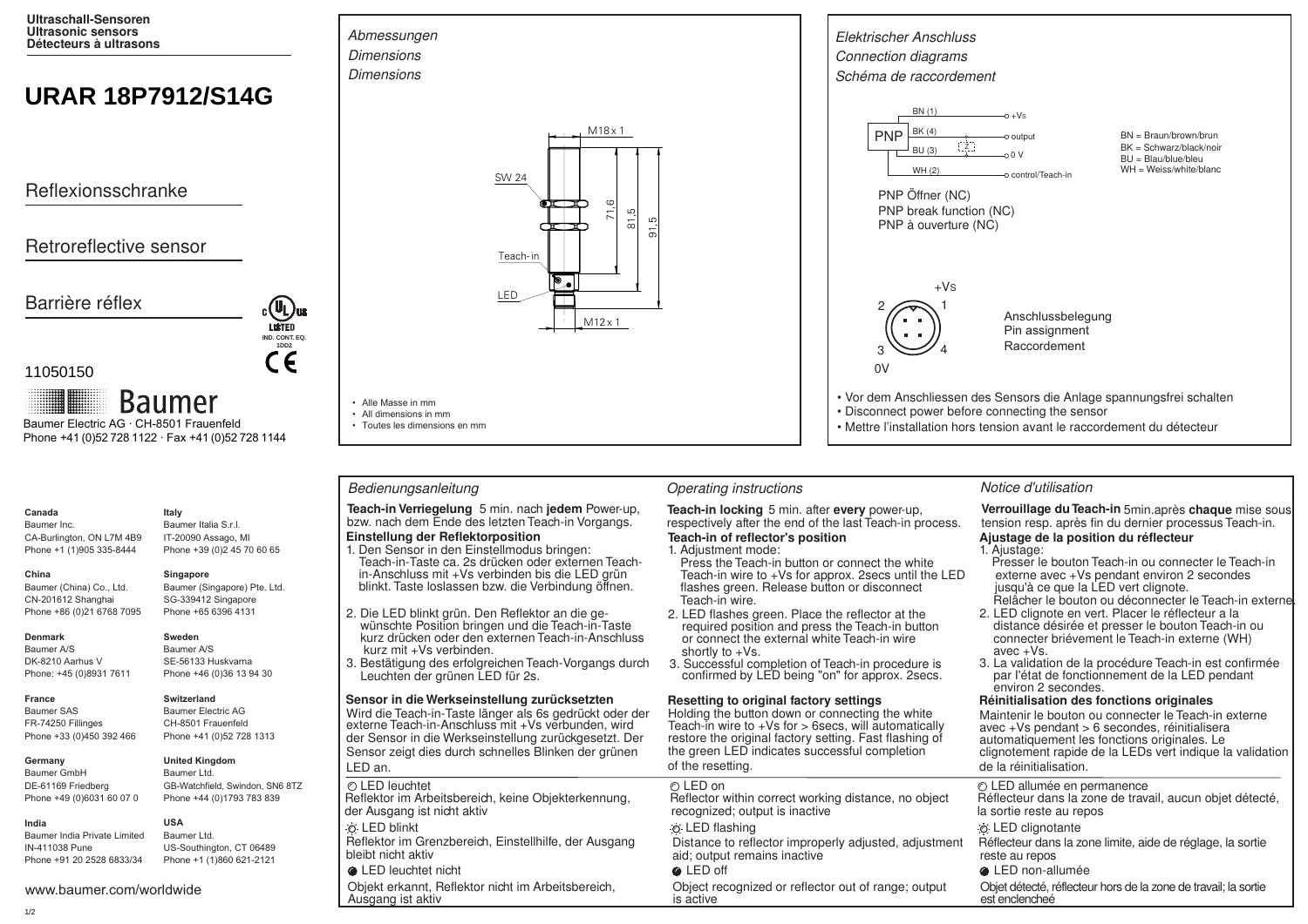Ultraschall-Sensoren
Ultrasonic sensors
Détecteurs à ultrasons

# URAR 18P7912/S14G

Reflexionsschranke

Retroreflective sensor

Barrière réflex

11050150

c UL us LISTED IND. CONT. EQ. 1DD2

CE

Baumer

Baumer Electric AG · CH-8501 Frauenfeld
Phone +41 (0)52 728 1122 · Fax +41 (0)52 728 1144

## *Abmessungen*
## *Dimensions*
## *Dimensions*

M18 x 1

SW 24

71,6

81,5

91,5

Teach-in

LED

M12 x 1

- Alle Masse in mm
- All dimensions in mm
- Toutes les dimensions en mm

## *Elektrischer Anschluss*
## *Connection diagrams*
## *Schéma de raccordement*

PNP

BN (1) — +Vs
BK (4) — output
BU (3) — 0 V
WH (2) — control/Teach-in

BN = Braun/brown/brun
BK = Schwarz/black/noir
BU = Blau/blue/bleu
WH = Weiss/white/blanc

PNP Öffner (NC)
PNP break function (NC)
PNP à ouverture (NC)

+Vs
2 1
3 4
0V

Anschlussbelegung
Pin assignment
Raccordement

- Vor dem Anschliessen des Sensors die Anlage spannungsfrei schalten
- Disconnect power before connecting the sensor
- Mettre l'installation hors tension avant le raccordement du détecteur

**Canada**
Baumer Inc.
CA-Burlington, ON L7M 4B9
Phone +1 (1)905 335-8444

**China**
Baumer (China) Co., Ltd.
CN-201612 Shanghai
Phone +86 (0)21 6768 7095

**Denmark**
Baumer A/S
DK-8210 Aarhus V
Phone: +45 (0)8931 7611

**France**
Baumer SAS
FR-74250 Fillinges
Phone +33 (0)450 392 466

**Germany**
Baumer GmbH
DE-61169 Friedberg
Phone +49 (0)6031 60 07 0

**India**
Baumer India Private Limited
IN-411038 Pune
Phone +91 20 2528 6833/34

**Italy**
Baumer Italia S.r.l.
IT-20090 Assago, MI
Phone +39 (0)2 45 70 60 65

**Singapore**
Baumer (Singapore) Pte. Ltd.
SG-339412 Singapore
Phone +65 6396 4131

**Sweden**
Baumer A/S
SE-56133 Huskvarna
Phone +46 (0)36 13 94 30

**Switzerland**
Baumer Electric AG
CH-8501 Frauenfeld
Phone +41 (0)52 728 1313

**United Kingdom**
Baumer Ltd.
GB-Watchfield, Swindon, SN6 8TZ
Phone +44 (0)1793 783 839

**USA**
Baumer Ltd.
US-Southington, CT 06489
Phone +1 (1)860 621-2121

www.baumer.com/worldwide

## *Bedienungsanleitung*

**Teach-in Verriegelung** 5 min. nach **jedem** Power-up, bzw. nach dem Ende des letzten Teach-in Vorgangs.

**Einstellung der Reflektorposition**

1. Den Sensor in den Einstellmodus bringen: Teach-in-Taste ca. 2s drücken oder externen Teach-in-Anschluss mit +Vs verbinden bis die LED grün blinkt. Taste loslassen bzw. die Verbindung öffnen.
2. Die LED blinkt grün. Den Reflektor an die gewünschte Position bringen und die Teach-in-Taste kurz drücken oder den externen Teach-in-Anschluss kurz mit +Vs verbinden.
3. Bestätigung des erfolgreichen Teach-Vorgangs durch Leuchten der grünen LED für 2s.

**Sensor in die Werkseinstellung zurücksetzten**

Wird die Teach-in-Taste länger als 6s gedrückt oder der externe Teach-in-Anschluss mit +Vs verbunden, wird der Sensor in die Werkseinstellung zurückgesetzt. Der Sensor zeigt dies durch schnelles Blinken der grünen LED an.

LED leuchtet
Reflektor im Arbeitsbereich, keine Objekterkennung, der Ausgang ist nicht aktiv

LED blinkt
Reflektor im Grenzbereich, Einstellhilfe, der Ausgang bleibt nicht aktiv

LED leuchtet nicht
Objekt erkannt, Reflektor nicht im Arbeitsbereich, Ausgang ist aktiv

## *Operating instructions*

**Teach-in locking** 5 min. after **every** power-up, respectively after the end of the last Teach-in process.

**Teach-in of reflector's position**

1. Adjustment mode: Press the Teach-in button or connect the white Teach-in wire to +Vs for approx. 2secs until the LED flashes green. Release button or disconnect Teach-in wire.
2. LED flashes green. Place the reflector at the required position and press the Teach-in button or connect the external white Teach-in wire shortly to +Vs.
3. Successful completion of Teach-in procedure is confirmed by LED being "on" for approx. 2secs.

**Resetting to original factory settings**

Holding the button down or connecting the white Teach-in wire to +Vs for > 6secs, will automatically restore the original factory setting. Fast flashing of the green LED indicates successful completion of the resetting.

LED on
Reflector within correct working distance, no object recognized; output is inactive

LED flashing
Distance to reflector improperly adjusted, adjustment aid; output remains inactive

LED off
Object recognized or reflector out of range; output is active

## *Notice d'utilisation*

**Verrouillage du Teach-in** 5min.après **chaque** mise sous tension resp. après fin du dernier processus Teach-in.

**Ajustage de la position du réflecteur**

1. Ajustage: Presser le bouton Teach-in ou connecter le Teach-in externe avec +Vs pendant environ 2 secondes jusqu'à ce que la LED vert clignote. Relâcher le bouton ou déconnecter le Teach-in externe.
2. LED clignote en vert. Placer le réflecteur a la distance désirée et presser le bouton Teach-in ou connecter brièvement le Teach-in externe (WH) avec +Vs.
3. La validation de la procédure Teach-in est confirmée par l'état de fonctionnement de la LED pendant environ 2 secondes.

**Réinitialisation des fonctions originales**

Maintenir le bouton ou connecter le Teach-in externe avec +Vs pendant > 6 secondes, réinitialisera automatiquement les fonctions originales. Le clignotement rapide de la LEDs vert indique la validation de la réinitialisation.

LED allumée en permanence
Réflecteur dans la zone de travail, aucun objet détecté, la sortie reste au repos

LED clignotante
Réflecteur dans la zone limite, aide de réglage, la sortie reste au repos

LED non-allumée
Objet détecté, réflecteur hors de la zone de travail; la sortie est enclencheé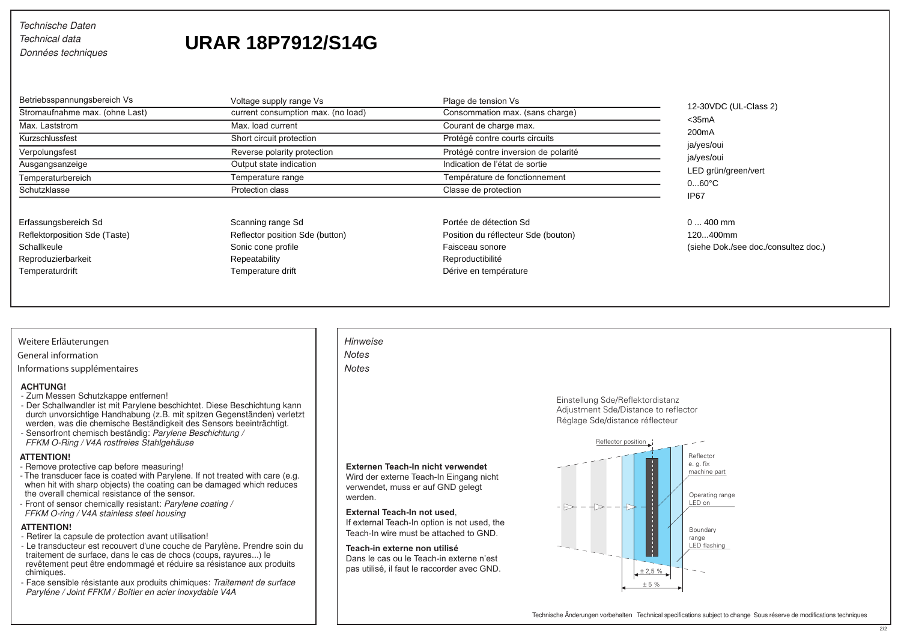Technische Daten
Technical data
Données techniques

# URAR 18P7912/S14G

| | | | |
|---|---|---|---|
| Betriebsspannungsbereich Vs | Voltage supply range Vs | Plage de tension Vs | 12-30VDC (UL-Class 2) |
| Stromaufnahme max. (ohne Last) | current consumption max. (no load) | Consommation max. (sans charge) | <35mA |
| Max. Laststrom | Max. load current | Courant de charge max. | 200mA |
| Kurzschlussfest | Short circuit protection | Protégé contre courts circuits | ja/yes/oui |
| Verpolungsfest | Reverse polarity protection | Protégé contre inversion de polarité | ja/yes/oui |
| Ausgangsanzeige | Output state indication | Indication de l'état de sortie | LED grün/green/vert |
| Temperaturbereich | Temperature range | Température de fonctionnement | 0...60°C |
| Schutzklasse | Protection class | Classe de protection | IP67 |

| | | | |
|---|---|---|---|
| Erfassungsbereich Sd | Scanning range Sd | Portée de détection Sd | 0 ... 400 mm |
| Reflektorposition Sde (Taste) | Reflector position Sde (button) | Position du réflecteur Sde (bouton) | 120...400mm |
| Schallkeule | Sonic cone profile | Faisceau sonore | (siehe Dok./see doc./consultez doc.) |
| Reproduzierbarkeit | Repeatability | Reproductibilité | |
| Temperaturdrift | Temperature drift | Dérive en température | |

## Weitere Erläuterungen
## General information
## Informations supplémentaires

**ACHTUNG!**
- Zum Messen Schutzkappe entfernen!
- Der Schallwandler ist mit Parylene beschichtet. Diese Beschichtung kann durch unvorsichtige Handhabung (z.B. mit spitzen Gegenständen) verletzt werden, was die chemische Beständigkeit des Sensors beeinträchtigt.
- Sensorfront chemisch beständig: *Parylene Beschichtung / FFKM O-Ring / V4A rostfreies Stahlgehäuse*

**ATTENTION!**
- Remove protective cap before measuring!
- The transducer face is coated with Parylene. If not treated with care (e.g. when hit with sharp objects) the coating can be damaged which reduces the overall chemical resistance of the sensor.
- Front of sensor chemically resistant: *Parylene coating / FFKM O-ring / V4A stainless steel housing*

**ATTENTION!**
- Retirer la capsule de protection avant utilisation!
- Le transducteur est recouvert d'une couche de Parylène. Prendre soin du traitement de surface, dans le cas de chocs (coups, rayures...) le revêtement peut être endommagé et réduire sa résistance aux produits chimiques.
- Face sensible résistante aux produits chimiques: *Traitement de surface Paryléne / Joint FFKM / Boîtier en acier inoxydable V4A*

## *Hinweise*
## *Notes*
## *Notes*

**Externen Teach-In nicht verwendet**
Wird der externe Teach-In Eingang nicht verwendet, muss er auf GND gelegt werden.

**External Teach-In not used**,
If external Teach-In option is not used, the Teach-In wire must be attached to GND.

**Teach-in externe non utilisé**
Dans le cas ou le Teach-in externe n'est pas utilisé, il faut le raccorder avec GND.

Einstellung Sde/Reflektordistanz
Adjustment Sde/Distance to reflector
Réglage Sde/distance réflecteur

Reflector position
Reflector e. g. fix machine part
Operating range LED on
Boundary range LED flashing
± 2,5 %
± 5 %

Technische Änderungen vorbehalten Technical specifications subject to change Sous réserve de modifications techniques